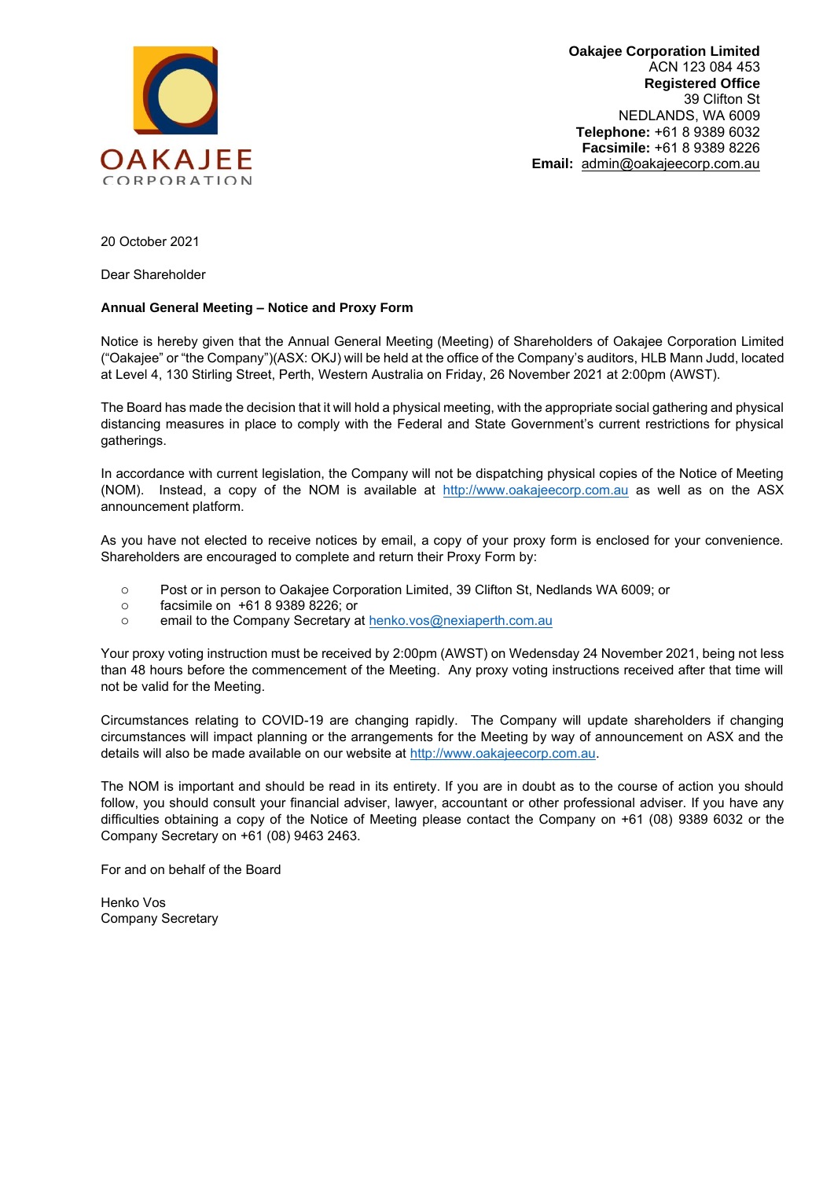OAKAJEE CORPORATION

**Oakajee Corporation Limited**
ACN 123 084 453
**Registered Office**
39 Clifton St
NEDLANDS, WA 6009
**Telephone:** +61 8 9389 6032
**Facsimile:** +61 8 9389 8226
**Email:** admin@oakajeecorp.com.au

20 October 2021

Dear Shareholder

**Annual General Meeting – Notice and Proxy Form**

Notice is hereby given that the Annual General Meeting (Meeting) of Shareholders of Oakajee Corporation Limited ("Oakajee" or "the Company")(ASX: OKJ) will be held at the office of the Company's auditors, HLB Mann Judd, located at Level 4, 130 Stirling Street, Perth, Western Australia on Friday, 26 November 2021 at 2:00pm (AWST).

The Board has made the decision that it will hold a physical meeting, with the appropriate social gathering and physical distancing measures in place to comply with the Federal and State Government's current restrictions for physical gatherings.

In accordance with current legislation, the Company will not be dispatching physical copies of the Notice of Meeting (NOM). Instead, a copy of the NOM is available at http://www.oakajeecorp.com.au as well as on the ASX announcement platform.

As you have not elected to receive notices by email, a copy of your proxy form is enclosed for your convenience. Shareholders are encouraged to complete and return their Proxy Form by:

- Post or in person to Oakajee Corporation Limited, 39 Clifton St, Nedlands WA 6009; or
- facsimile on +61 8 9389 8226; or
- email to the Company Secretary at henko.vos@nexiaperth.com.au

Your proxy voting instruction must be received by 2:00pm (AWST) on Wednesday 24 November 2021, being not less than 48 hours before the commencement of the Meeting. Any proxy voting instructions received after that time will not be valid for the Meeting.

Circumstances relating to COVID-19 are changing rapidly. The Company will update shareholders if changing circumstances will impact planning or the arrangements for the Meeting by way of announcement on ASX and the details will also be made available on our website at http://www.oakajeecorp.com.au.

The NOM is important and should be read in its entirety. If you are in doubt as to the course of action you should follow, you should consult your financial adviser, lawyer, accountant or other professional adviser. If you have any difficulties obtaining a copy of the Notice of Meeting please contact the Company on +61 (08) 9389 6032 or the Company Secretary on +61 (08) 9463 2463.

For and on behalf of the Board

Henko Vos
Company Secretary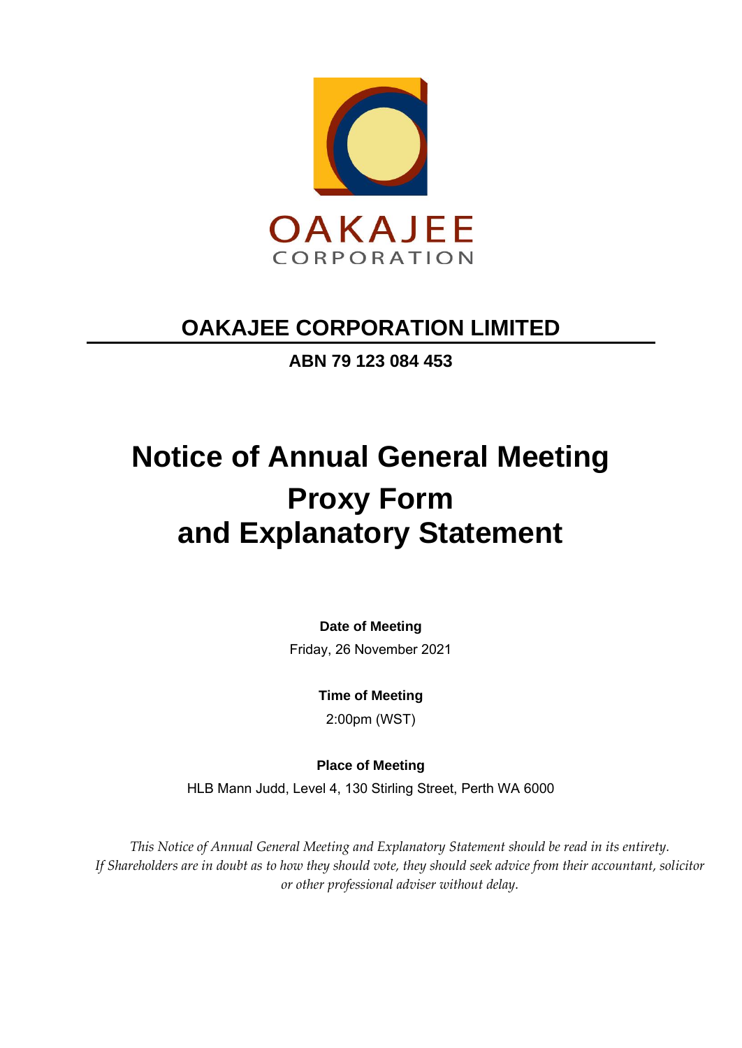OAKAJEE
CORPORATION

# OAKAJEE CORPORATION LIMITED

**ABN 79 123 084 453**

# Notice of Annual General Meeting
# Proxy Form
# and Explanatory Statement

**Date of Meeting**

Friday, 26 November 2021

**Time of Meeting**

2:00pm (WST)

**Place of Meeting**

HLB Mann Judd, Level 4, 130 Stirling Street, Perth WA 6000

*This Notice of Annual General Meeting and Explanatory Statement should be read in its entirety. If Shareholders are in doubt as to how they should vote, they should seek advice from their accountant, solicitor or other professional adviser without delay.*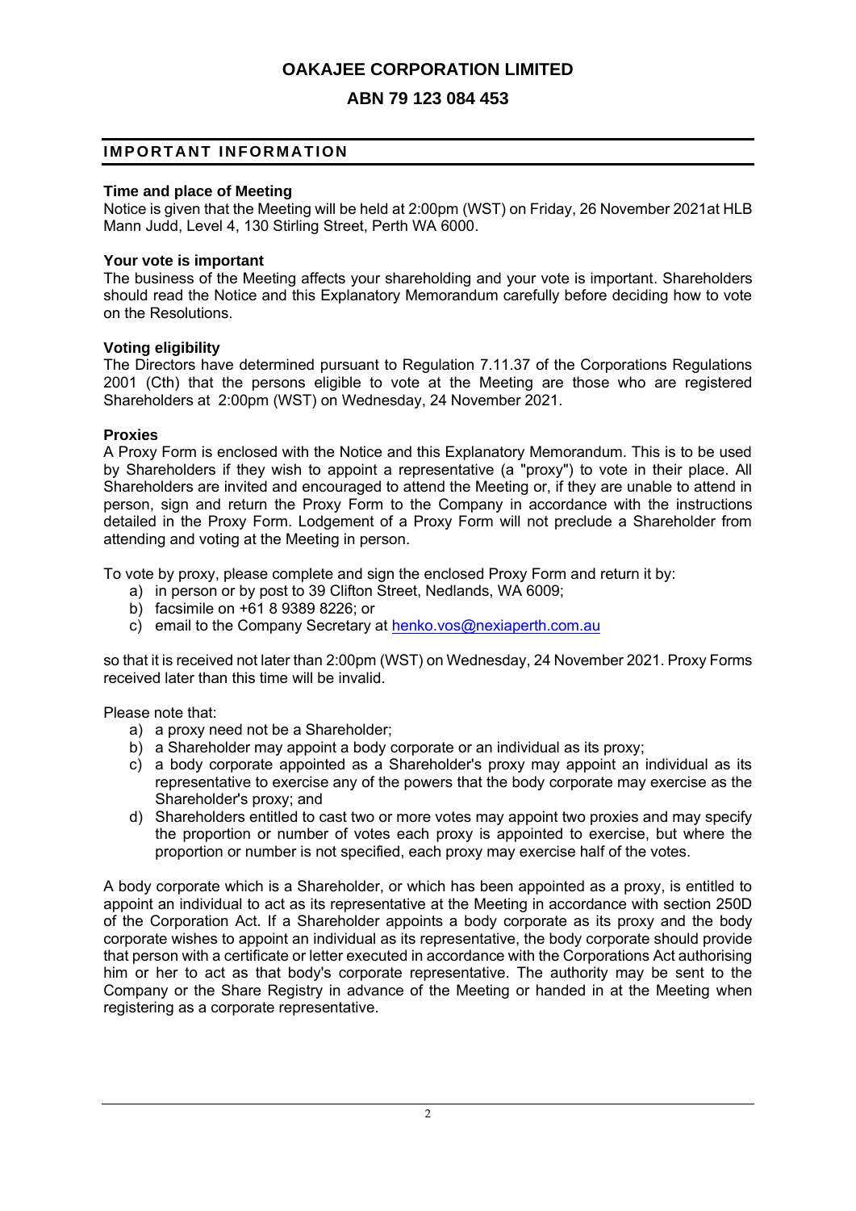# OAKAJEE CORPORATION LIMITED

## ABN 79 123 084 453

## IMPORTANT INFORMATION

**Time and place of Meeting**
Notice is given that the Meeting will be held at 2:00pm (WST) on Friday, 26 November 2021at HLB Mann Judd, Level 4, 130 Stirling Street, Perth WA 6000.

**Your vote is important**
The business of the Meeting affects your shareholding and your vote is important. Shareholders should read the Notice and this Explanatory Memorandum carefully before deciding how to vote on the Resolutions.

**Voting eligibility**
The Directors have determined pursuant to Regulation 7.11.37 of the Corporations Regulations 2001 (Cth) that the persons eligible to vote at the Meeting are those who are registered Shareholders at 2:00pm (WST) on Wednesday, 24 November 2021.

**Proxies**
A Proxy Form is enclosed with the Notice and this Explanatory Memorandum. This is to be used by Shareholders if they wish to appoint a representative (a "proxy") to vote in their place. All Shareholders are invited and encouraged to attend the Meeting or, if they are unable to attend in person, sign and return the Proxy Form to the Company in accordance with the instructions detailed in the Proxy Form. Lodgement of a Proxy Form will not preclude a Shareholder from attending and voting at the Meeting in person.

To vote by proxy, please complete and sign the enclosed Proxy Form and return it by:

a) in person or by post to 39 Clifton Street, Nedlands, WA 6009;
b) facsimile on +61 8 9389 8226; or
c) email to the Company Secretary at henko.vos@nexiaperth.com.au

so that it is received not later than 2:00pm (WST) on Wednesday, 24 November 2021. Proxy Forms received later than this time will be invalid.

Please note that:

a) a proxy need not be a Shareholder;
b) a Shareholder may appoint a body corporate or an individual as its proxy;
c) a body corporate appointed as a Shareholder's proxy may appoint an individual as its representative to exercise any of the powers that the body corporate may exercise as the Shareholder's proxy; and
d) Shareholders entitled to cast two or more votes may appoint two proxies and may specify the proportion or number of votes each proxy is appointed to exercise, but where the proportion or number is not specified, each proxy may exercise half of the votes.

A body corporate which is a Shareholder, or which has been appointed as a proxy, is entitled to appoint an individual to act as its representative at the Meeting in accordance with section 250D of the Corporation Act. If a Shareholder appoints a body corporate as its proxy and the body corporate wishes to appoint an individual as its representative, the body corporate should provide that person with a certificate or letter executed in accordance with the Corporations Act authorising him or her to act as that body's corporate representative. The authority may be sent to the Company or the Share Registry in advance of the Meeting or handed in at the Meeting when registering as a corporate representative.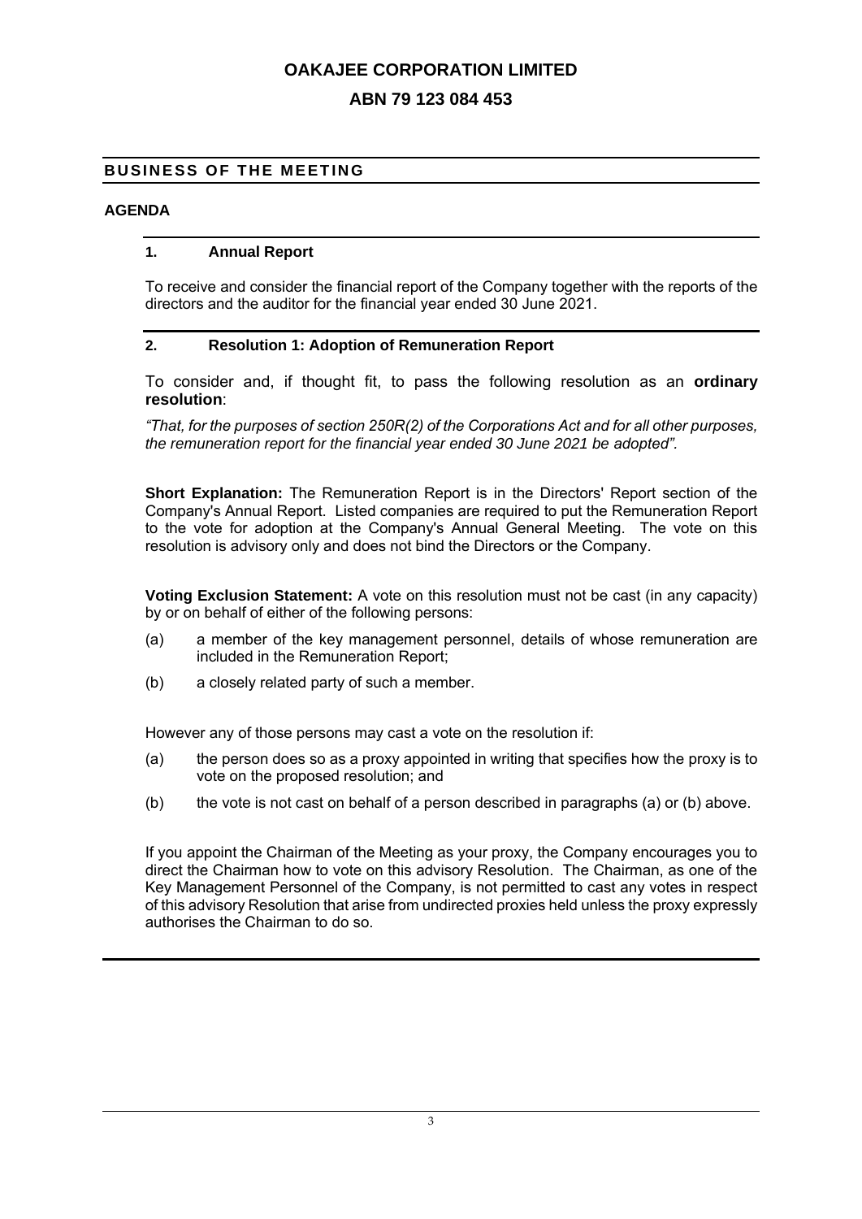# OAKAJEE CORPORATION LIMITED

## ABN 79 123 084 453

## BUSINESS OF THE MEETING

### AGENDA

#### 1. Annual Report

To receive and consider the financial report of the Company together with the reports of the directors and the auditor for the financial year ended 30 June 2021.

#### 2. Resolution 1: Adoption of Remuneration Report

To consider and, if thought fit, to pass the following resolution as an **ordinary resolution**:

*"That, for the purposes of section 250R(2) of the Corporations Act and for all other purposes, the remuneration report for the financial year ended 30 June 2021 be adopted".*

**Short Explanation:** The Remuneration Report is in the Directors' Report section of the Company's Annual Report. Listed companies are required to put the Remuneration Report to the vote for adoption at the Company's Annual General Meeting. The vote on this resolution is advisory only and does not bind the Directors or the Company.

**Voting Exclusion Statement:** A vote on this resolution must not be cast (in any capacity) by or on behalf of either of the following persons:

(a) a member of the key management personnel, details of whose remuneration are included in the Remuneration Report;

(b) a closely related party of such a member.

However any of those persons may cast a vote on the resolution if:

(a) the person does so as a proxy appointed in writing that specifies how the proxy is to vote on the proposed resolution; and

(b) the vote is not cast on behalf of a person described in paragraphs (a) or (b) above.

If you appoint the Chairman of the Meeting as your proxy, the Company encourages you to direct the Chairman how to vote on this advisory Resolution. The Chairman, as one of the Key Management Personnel of the Company, is not permitted to cast any votes in respect of this advisory Resolution that arise from undirected proxies held unless the proxy expressly authorises the Chairman to do so.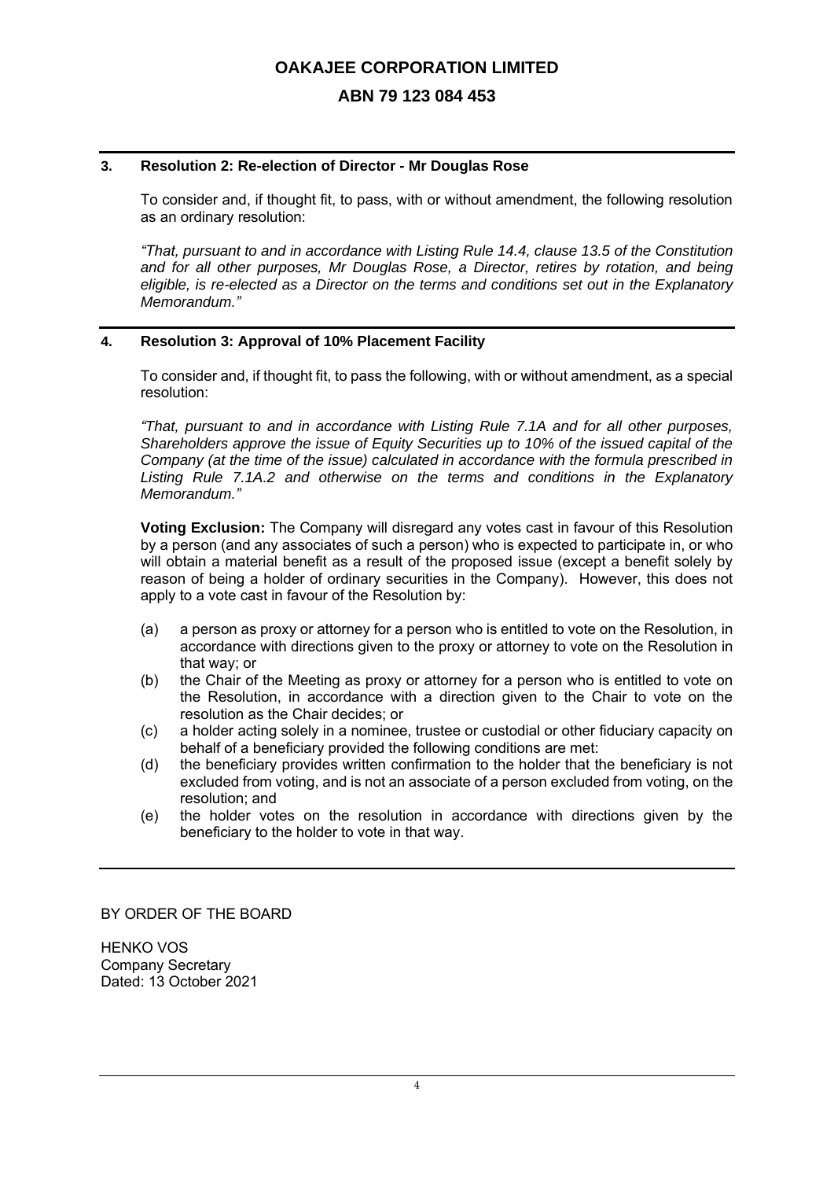# OAKAJEE CORPORATION LIMITED

## ABN 79 123 084 453

### 3. Resolution 2: Re-election of Director - Mr Douglas Rose

To consider and, if thought fit, to pass, with or without amendment, the following resolution as an ordinary resolution:

*"That, pursuant to and in accordance with Listing Rule 14.4, clause 13.5 of the Constitution and for all other purposes, Mr Douglas Rose, a Director, retires by rotation, and being eligible, is re-elected as a Director on the terms and conditions set out in the Explanatory Memorandum."*

### 4. Resolution 3: Approval of 10% Placement Facility

To consider and, if thought fit, to pass the following, with or without amendment, as a special resolution:

*"That, pursuant to and in accordance with Listing Rule 7.1A and for all other purposes, Shareholders approve the issue of Equity Securities up to 10% of the issued capital of the Company (at the time of the issue) calculated in accordance with the formula prescribed in Listing Rule 7.1A.2 and otherwise on the terms and conditions in the Explanatory Memorandum."*

**Voting Exclusion:** The Company will disregard any votes cast in favour of this Resolution by a person (and any associates of such a person) who is expected to participate in, or who will obtain a material benefit as a result of the proposed issue (except a benefit solely by reason of being a holder of ordinary securities in the Company). However, this does not apply to a vote cast in favour of the Resolution by:

(a) a person as proxy or attorney for a person who is entitled to vote on the Resolution, in accordance with directions given to the proxy or attorney to vote on the Resolution in that way; or

(b) the Chair of the Meeting as proxy or attorney for a person who is entitled to vote on the Resolution, in accordance with a direction given to the Chair to vote on the resolution as the Chair decides; or

(c) a holder acting solely in a nominee, trustee or custodial or other fiduciary capacity on behalf of a beneficiary provided the following conditions are met:

(d) the beneficiary provides written confirmation to the holder that the beneficiary is not excluded from voting, and is not an associate of a person excluded from voting, on the resolution; and

(e) the holder votes on the resolution in accordance with directions given by the beneficiary to the holder to vote in that way.

BY ORDER OF THE BOARD

HENKO VOS
Company Secretary
Dated: 13 October 2021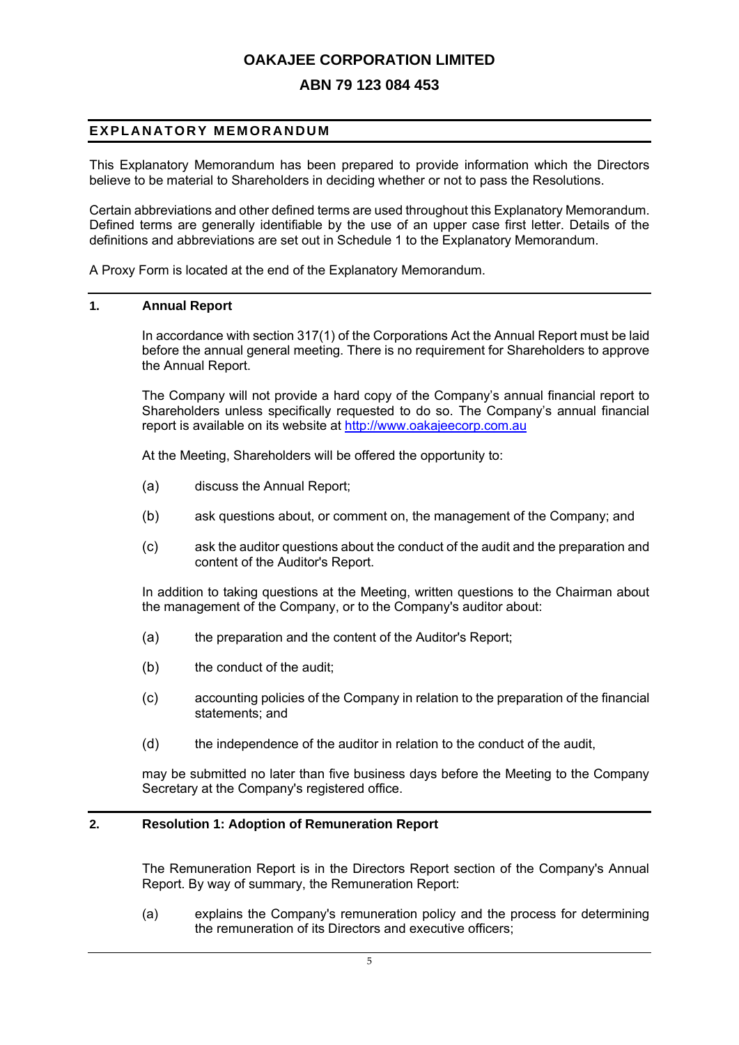**OAKAJEE CORPORATION LIMITED**

**ABN 79 123 084 453**

## EXPLANATORY MEMORANDUM

This Explanatory Memorandum has been prepared to provide information which the Directors believe to be material to Shareholders in deciding whether or not to pass the Resolutions.

Certain abbreviations and other defined terms are used throughout this Explanatory Memorandum. Defined terms are generally identifiable by the use of an upper case first letter. Details of the definitions and abbreviations are set out in Schedule 1 to the Explanatory Memorandum.

A Proxy Form is located at the end of the Explanatory Memorandum.

### 1. Annual Report

In accordance with section 317(1) of the Corporations Act the Annual Report must be laid before the annual general meeting. There is no requirement for Shareholders to approve the Annual Report.

The Company will not provide a hard copy of the Company's annual financial report to Shareholders unless specifically requested to do so. The Company's annual financial report is available on its website at http://www.oakajeecorp.com.au

At the Meeting, Shareholders will be offered the opportunity to:

(a) discuss the Annual Report;

(b) ask questions about, or comment on, the management of the Company; and

(c) ask the auditor questions about the conduct of the audit and the preparation and content of the Auditor's Report.

In addition to taking questions at the Meeting, written questions to the Chairman about the management of the Company, or to the Company's auditor about:

(a) the preparation and the content of the Auditor's Report;

(b) the conduct of the audit;

(c) accounting policies of the Company in relation to the preparation of the financial statements; and

(d) the independence of the auditor in relation to the conduct of the audit,

may be submitted no later than five business days before the Meeting to the Company Secretary at the Company's registered office.

### 2. Resolution 1: Adoption of Remuneration Report

The Remuneration Report is in the Directors Report section of the Company's Annual Report. By way of summary, the Remuneration Report:

(a) explains the Company's remuneration policy and the process for determining the remuneration of its Directors and executive officers;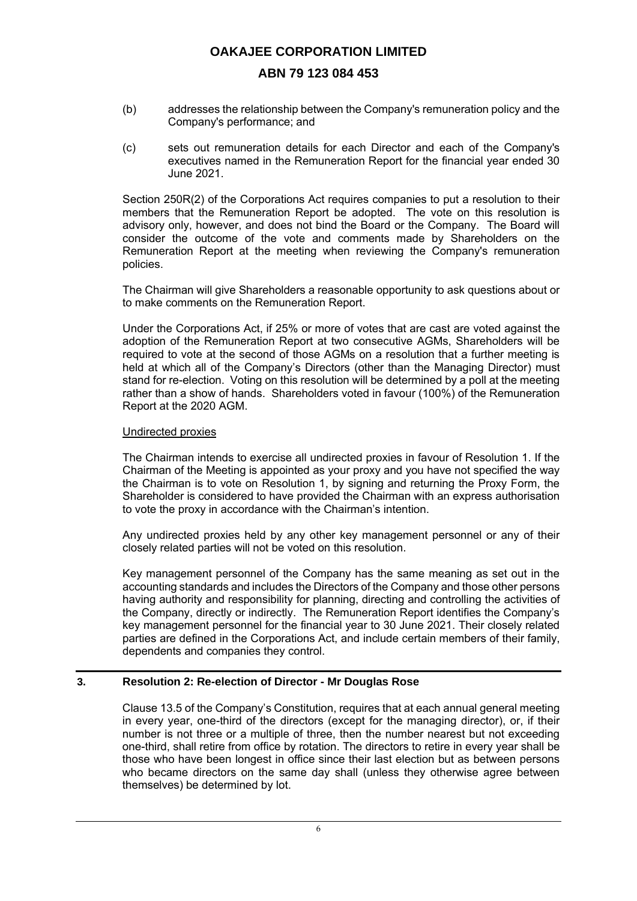(b) addresses the relationship between the Company's remuneration policy and the Company's performance; and

(c) sets out remuneration details for each Director and each of the Company's executives named in the Remuneration Report for the financial year ended 30 June 2021.

Section 250R(2) of the Corporations Act requires companies to put a resolution to their members that the Remuneration Report be adopted. The vote on this resolution is advisory only, however, and does not bind the Board or the Company. The Board will consider the outcome of the vote and comments made by Shareholders on the Remuneration Report at the meeting when reviewing the Company's remuneration policies.

The Chairman will give Shareholders a reasonable opportunity to ask questions about or to make comments on the Remuneration Report.

Under the Corporations Act, if 25% or more of votes that are cast are voted against the adoption of the Remuneration Report at two consecutive AGMs, Shareholders will be required to vote at the second of those AGMs on a resolution that a further meeting is held at which all of the Company's Directors (other than the Managing Director) must stand for re-election. Voting on this resolution will be determined by a poll at the meeting rather than a show of hands. Shareholders voted in favour (100%) of the Remuneration Report at the 2020 AGM.

Undirected proxies

The Chairman intends to exercise all undirected proxies in favour of Resolution 1. If the Chairman of the Meeting is appointed as your proxy and you have not specified the way the Chairman is to vote on Resolution 1, by signing and returning the Proxy Form, the Shareholder is considered to have provided the Chairman with an express authorisation to vote the proxy in accordance with the Chairman's intention.

Any undirected proxies held by any other key management personnel or any of their closely related parties will not be voted on this resolution.

Key management personnel of the Company has the same meaning as set out in the accounting standards and includes the Directors of the Company and those other persons having authority and responsibility for planning, directing and controlling the activities of the Company, directly or indirectly. The Remuneration Report identifies the Company's key management personnel for the financial year to 30 June 2021. Their closely related parties are defined in the Corporations Act, and include certain members of their family, dependents and companies they control.

## 3. Resolution 2: Re-election of Director - Mr Douglas Rose

Clause 13.5 of the Company's Constitution, requires that at each annual general meeting in every year, one-third of the directors (except for the managing director), or, if their number is not three or a multiple of three, then the number nearest but not exceeding one-third, shall retire from office by rotation. The directors to retire in every year shall be those who have been longest in office since their last election but as between persons who became directors on the same day shall (unless they otherwise agree between themselves) be determined by lot.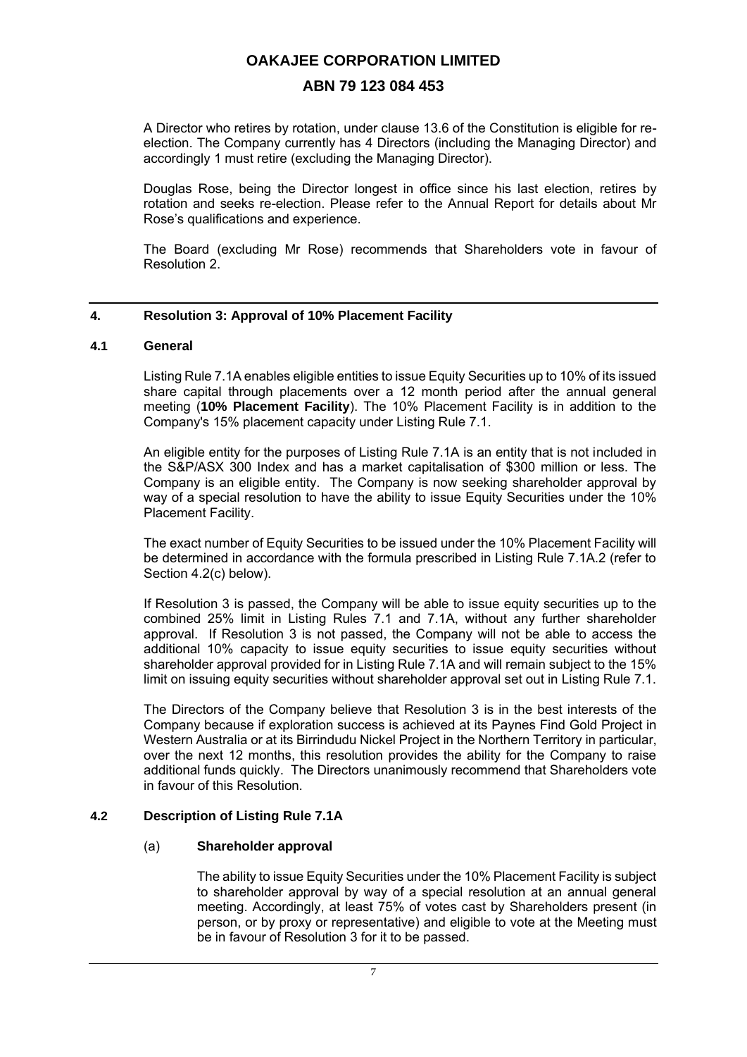A Director who retires by rotation, under clause 13.6 of the Constitution is eligible for re-election. The Company currently has 4 Directors (including the Managing Director) and accordingly 1 must retire (excluding the Managing Director).

Douglas Rose, being the Director longest in office since his last election, retires by rotation and seeks re-election. Please refer to the Annual Report for details about Mr Rose's qualifications and experience.

The Board (excluding Mr Rose) recommends that Shareholders vote in favour of Resolution 2.

## 4. Resolution 3: Approval of 10% Placement Facility

### 4.1 General

Listing Rule 7.1A enables eligible entities to issue Equity Securities up to 10% of its issued share capital through placements over a 12 month period after the annual general meeting (**10% Placement Facility**). The 10% Placement Facility is in addition to the Company's 15% placement capacity under Listing Rule 7.1.

An eligible entity for the purposes of Listing Rule 7.1A is an entity that is not included in the S&P/ASX 300 Index and has a market capitalisation of $300 million or less. The Company is an eligible entity. The Company is now seeking shareholder approval by way of a special resolution to have the ability to issue Equity Securities under the 10% Placement Facility.

The exact number of Equity Securities to be issued under the 10% Placement Facility will be determined in accordance with the formula prescribed in Listing Rule 7.1A.2 (refer to Section 4.2(c) below).

If Resolution 3 is passed, the Company will be able to issue equity securities up to the combined 25% limit in Listing Rules 7.1 and 7.1A, without any further shareholder approval. If Resolution 3 is not passed, the Company will not be able to access the additional 10% capacity to issue equity securities to issue equity securities without shareholder approval provided for in Listing Rule 7.1A and will remain subject to the 15% limit on issuing equity securities without shareholder approval set out in Listing Rule 7.1.

The Directors of the Company believe that Resolution 3 is in the best interests of the Company because if exploration success is achieved at its Paynes Find Gold Project in Western Australia or at its Birrindudu Nickel Project in the Northern Territory in particular, over the next 12 months, this resolution provides the ability for the Company to raise additional funds quickly. The Directors unanimously recommend that Shareholders vote in favour of this Resolution.

### 4.2 Description of Listing Rule 7.1A

(a) **Shareholder approval**

The ability to issue Equity Securities under the 10% Placement Facility is subject to shareholder approval by way of a special resolution at an annual general meeting. Accordingly, at least 75% of votes cast by Shareholders present (in person, or by proxy or representative) and eligible to vote at the Meeting must be in favour of Resolution 3 for it to be passed.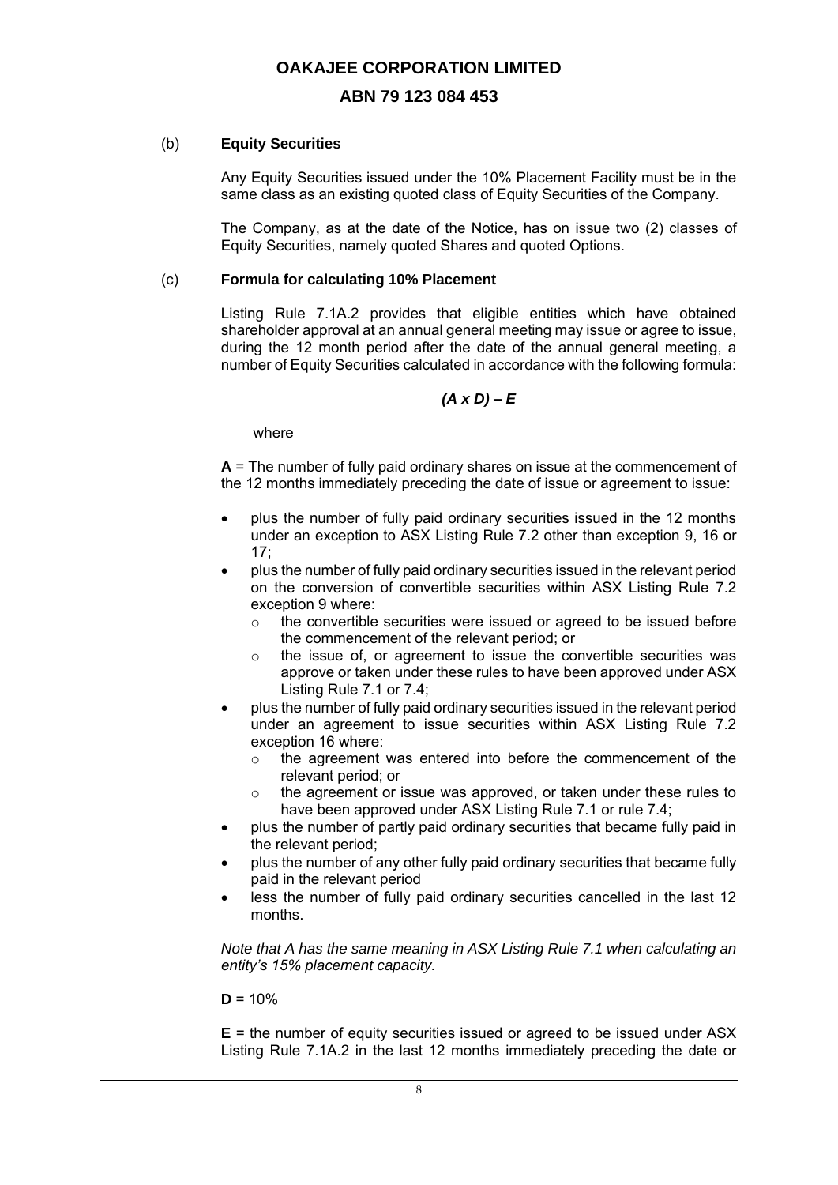(b) **Equity Securities**

Any Equity Securities issued under the 10% Placement Facility must be in the same class as an existing quoted class of Equity Securities of the Company.

The Company, as at the date of the Notice, has on issue two (2) classes of Equity Securities, namely quoted Shares and quoted Options.

(c) **Formula for calculating 10% Placement**

Listing Rule 7.1A.2 provides that eligible entities which have obtained shareholder approval at an annual general meeting may issue or agree to issue, during the 12 month period after the date of the annual general meeting, a number of Equity Securities calculated in accordance with the following formula:

***(A x D) – E***

where

**A** = The number of fully paid ordinary shares on issue at the commencement of the 12 months immediately preceding the date of issue or agreement to issue:

- plus the number of fully paid ordinary securities issued in the 12 months under an exception to ASX Listing Rule 7.2 other than exception 9, 16 or 17;
- plus the number of fully paid ordinary securities issued in the relevant period on the conversion of convertible securities within ASX Listing Rule 7.2 exception 9 where:
  - the convertible securities were issued or agreed to be issued before the commencement of the relevant period; or
  - the issue of, or agreement to issue the convertible securities was approve or taken under these rules to have been approved under ASX Listing Rule 7.1 or 7.4;
- plus the number of fully paid ordinary securities issued in the relevant period under an agreement to issue securities within ASX Listing Rule 7.2 exception 16 where:
  - the agreement was entered into before the commencement of the relevant period; or
  - the agreement or issue was approved, or taken under these rules to have been approved under ASX Listing Rule 7.1 or rule 7.4;
- plus the number of partly paid ordinary securities that became fully paid in the relevant period;
- plus the number of any other fully paid ordinary securities that became fully paid in the relevant period
- less the number of fully paid ordinary securities cancelled in the last 12 months.

*Note that A has the same meaning in ASX Listing Rule 7.1 when calculating an entity's 15% placement capacity.*

**D** = 10%

**E** = the number of equity securities issued or agreed to be issued under ASX Listing Rule 7.1A.2 in the last 12 months immediately preceding the date or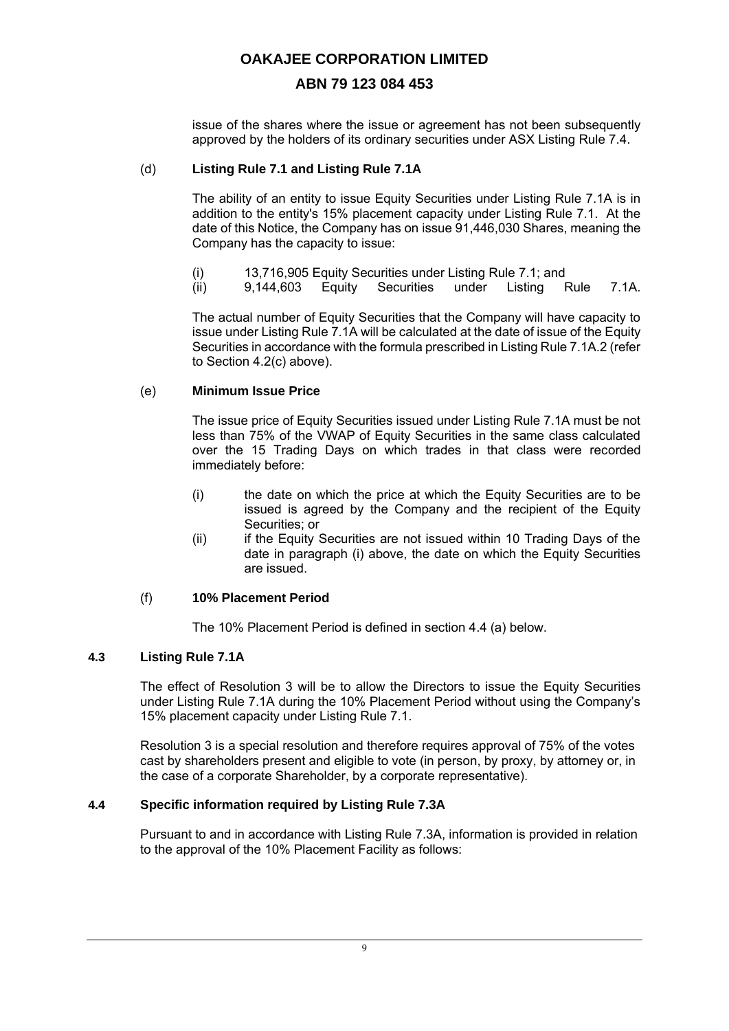issue of the shares where the issue or agreement has not been subsequently approved by the holders of its ordinary securities under ASX Listing Rule 7.4.

(d) **Listing Rule 7.1 and Listing Rule 7.1A**

The ability of an entity to issue Equity Securities under Listing Rule 7.1A is in addition to the entity's 15% placement capacity under Listing Rule 7.1. At the date of this Notice, the Company has on issue 91,446,030 Shares, meaning the Company has the capacity to issue:

(i) 13,716,905 Equity Securities under Listing Rule 7.1; and
(ii) 9,144,603 Equity Securities under Listing Rule 7.1A.

The actual number of Equity Securities that the Company will have capacity to issue under Listing Rule 7.1A will be calculated at the date of issue of the Equity Securities in accordance with the formula prescribed in Listing Rule 7.1A.2 (refer to Section 4.2(c) above).

(e) **Minimum Issue Price**

The issue price of Equity Securities issued under Listing Rule 7.1A must be not less than 75% of the VWAP of Equity Securities in the same class calculated over the 15 Trading Days on which trades in that class were recorded immediately before:

(i) the date on which the price at which the Equity Securities are to be issued is agreed by the Company and the recipient of the Equity Securities; or
(ii) if the Equity Securities are not issued within 10 Trading Days of the date in paragraph (i) above, the date on which the Equity Securities are issued.

(f) **10% Placement Period**

The 10% Placement Period is defined in section 4.4 (a) below.

### 4.3 Listing Rule 7.1A

The effect of Resolution 3 will be to allow the Directors to issue the Equity Securities under Listing Rule 7.1A during the 10% Placement Period without using the Company's 15% placement capacity under Listing Rule 7.1.

Resolution 3 is a special resolution and therefore requires approval of 75% of the votes cast by shareholders present and eligible to vote (in person, by proxy, by attorney or, in the case of a corporate Shareholder, by a corporate representative).

### 4.4 Specific information required by Listing Rule 7.3A

Pursuant to and in accordance with Listing Rule 7.3A, information is provided in relation to the approval of the 10% Placement Facility as follows: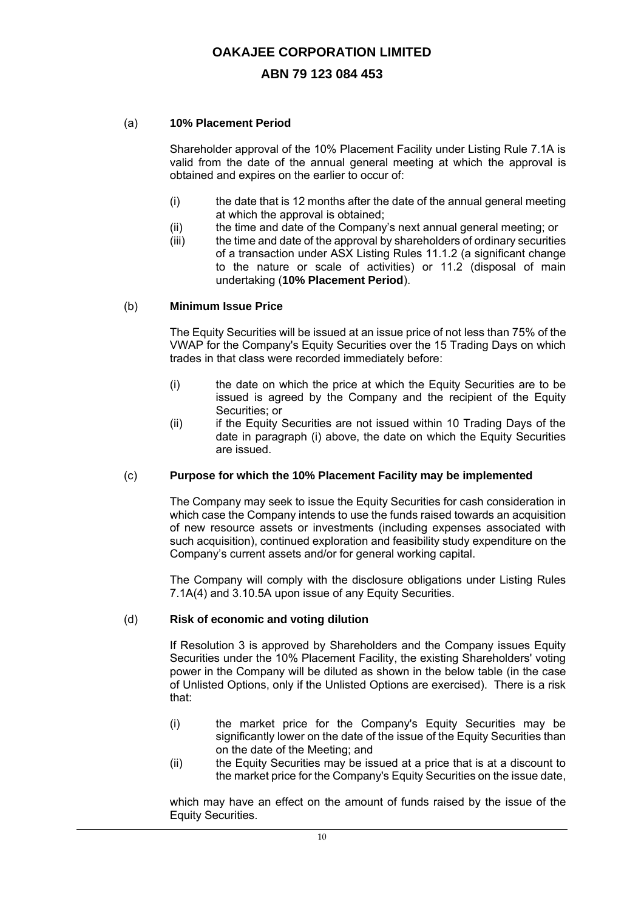(a) **10% Placement Period**

Shareholder approval of the 10% Placement Facility under Listing Rule 7.1A is valid from the date of the annual general meeting at which the approval is obtained and expires on the earlier to occur of:

(i) the date that is 12 months after the date of the annual general meeting at which the approval is obtained;
(ii) the time and date of the Company's next annual general meeting; or
(iii) the time and date of the approval by shareholders of ordinary securities of a transaction under ASX Listing Rules 11.1.2 (a significant change to the nature or scale of activities) or 11.2 (disposal of main undertaking (**10% Placement Period**).

(b) **Minimum Issue Price**

The Equity Securities will be issued at an issue price of not less than 75% of the VWAP for the Company's Equity Securities over the 15 Trading Days on which trades in that class were recorded immediately before:

(i) the date on which the price at which the Equity Securities are to be issued is agreed by the Company and the recipient of the Equity Securities; or
(ii) if the Equity Securities are not issued within 10 Trading Days of the date in paragraph (i) above, the date on which the Equity Securities are issued.

(c) **Purpose for which the 10% Placement Facility may be implemented**

The Company may seek to issue the Equity Securities for cash consideration in which case the Company intends to use the funds raised towards an acquisition of new resource assets or investments (including expenses associated with such acquisition), continued exploration and feasibility study expenditure on the Company's current assets and/or for general working capital.

The Company will comply with the disclosure obligations under Listing Rules 7.1A(4) and 3.10.5A upon issue of any Equity Securities.

(d) **Risk of economic and voting dilution**

If Resolution 3 is approved by Shareholders and the Company issues Equity Securities under the 10% Placement Facility, the existing Shareholders' voting power in the Company will be diluted as shown in the below table (in the case of Unlisted Options, only if the Unlisted Options are exercised). There is a risk that:

(i) the market price for the Company's Equity Securities may be significantly lower on the date of the issue of the Equity Securities than on the date of the Meeting; and
(ii) the Equity Securities may be issued at a price that is at a discount to the market price for the Company's Equity Securities on the issue date,

which may have an effect on the amount of funds raised by the issue of the Equity Securities.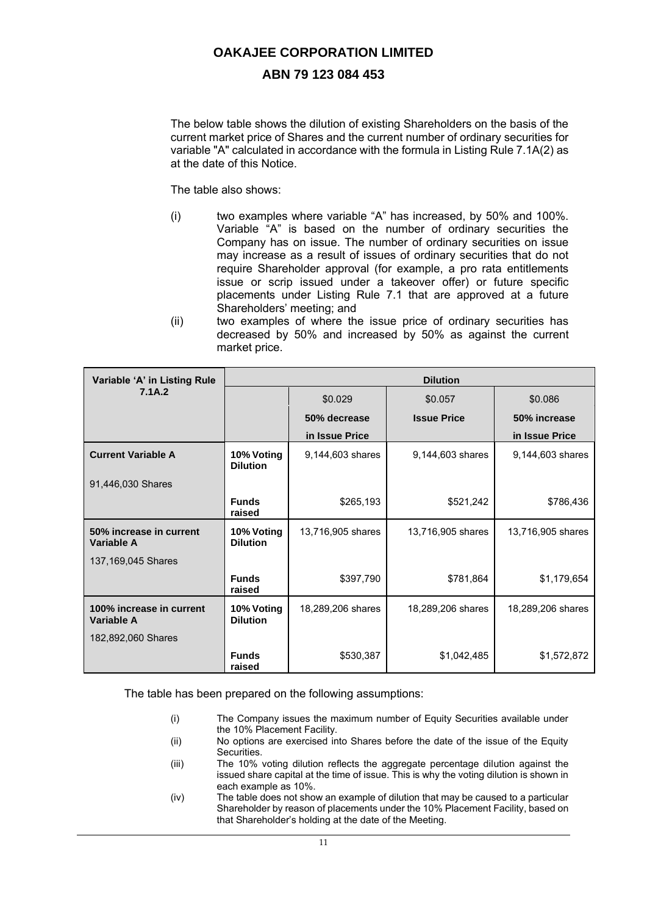# OAKAJEE CORPORATION LIMITED

## ABN 79 123 084 453

The below table shows the dilution of existing Shareholders on the basis of the current market price of Shares and the current number of ordinary securities for variable "A" calculated in accordance with the formula in Listing Rule 7.1A(2) as at the date of this Notice.

The table also shows:

(i) two examples where variable "A" has increased, by 50% and 100%. Variable "A" is based on the number of ordinary securities the Company has on issue. The number of ordinary securities on issue may increase as a result of issues of ordinary securities that do not require Shareholder approval (for example, a pro rata entitlements issue or scrip issued under a takeover offer) or future specific placements under Listing Rule 7.1 that are approved at a future Shareholders' meeting; and

(ii) two examples of where the issue price of ordinary securities has decreased by 50% and increased by 50% as against the current market price.

| **Variable 'A' in Listing Rule 7.1A.2** | **Dilution** | | | |
|---|---|---|---|---|
| | | $0.029<br>**50% decrease in Issue Price** | $0.057<br>**Issue Price** | $0.086<br>**50% increase in Issue Price** |
| **Current Variable A**<br>91,446,030 Shares | **10% Voting Dilution** | 9,144,603 shares | 9,144,603 shares | 9,144,603 shares |
| | **Funds raised** | $265,193 | $521,242 | $786,436 |
| **50% increase in current Variable A**<br>137,169,045 Shares | **10% Voting Dilution** | 13,716,905 shares | 13,716,905 shares | 13,716,905 shares |
| | **Funds raised** | $397,790 | $781,864 | $1,179,654 |
| **100% increase in current Variable A**<br>182,892,060 Shares | **10% Voting Dilution** | 18,289,206 shares | 18,289,206 shares | 18,289,206 shares |
| | **Funds raised** | $530,387 | $1,042,485 | $1,572,872 |

The table has been prepared on the following assumptions:

(i) The Company issues the maximum number of Equity Securities available under the 10% Placement Facility.

(ii) No options are exercised into Shares before the date of the issue of the Equity Securities.

(iii) The 10% voting dilution reflects the aggregate percentage dilution against the issued share capital at the time of issue. This is why the voting dilution is shown in each example as 10%.

(iv) The table does not show an example of dilution that may be caused to a particular Shareholder by reason of placements under the 10% Placement Facility, based on that Shareholder's holding at the date of the Meeting.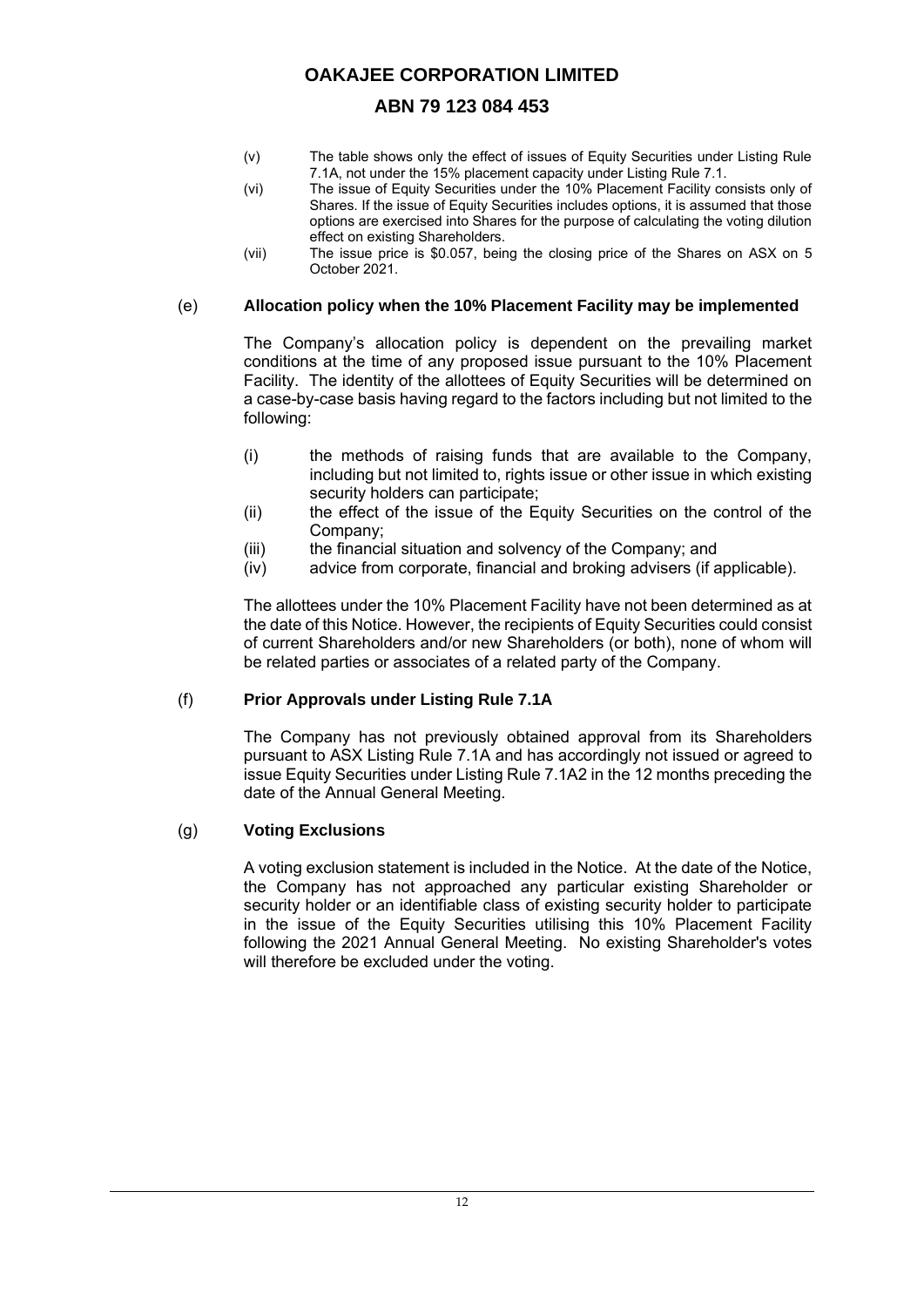(v) The table shows only the effect of issues of Equity Securities under Listing Rule 7.1A, not under the 15% placement capacity under Listing Rule 7.1.

(vi) The issue of Equity Securities under the 10% Placement Facility consists only of Shares. If the issue of Equity Securities includes options, it is assumed that those options are exercised into Shares for the purpose of calculating the voting dilution effect on existing Shareholders.

(vii) The issue price is $0.057, being the closing price of the Shares on ASX on 5 October 2021.

(e) **Allocation policy when the 10% Placement Facility may be implemented**

The Company's allocation policy is dependent on the prevailing market conditions at the time of any proposed issue pursuant to the 10% Placement Facility. The identity of the allottees of Equity Securities will be determined on a case-by-case basis having regard to the factors including but not limited to the following:

(i) the methods of raising funds that are available to the Company, including but not limited to, rights issue or other issue in which existing security holders can participate;

(ii) the effect of the issue of the Equity Securities on the control of the Company;

(iii) the financial situation and solvency of the Company; and

(iv) advice from corporate, financial and broking advisers (if applicable).

The allottees under the 10% Placement Facility have not been determined as at the date of this Notice. However, the recipients of Equity Securities could consist of current Shareholders and/or new Shareholders (or both), none of whom will be related parties or associates of a related party of the Company.

(f) **Prior Approvals under Listing Rule 7.1A**

The Company has not previously obtained approval from its Shareholders pursuant to ASX Listing Rule 7.1A and has accordingly not issued or agreed to issue Equity Securities under Listing Rule 7.1A2 in the 12 months preceding the date of the Annual General Meeting.

(g) **Voting Exclusions**

A voting exclusion statement is included in the Notice. At the date of the Notice, the Company has not approached any particular existing Shareholder or security holder or an identifiable class of existing security holder to participate in the issue of the Equity Securities utilising this 10% Placement Facility following the 2021 Annual General Meeting. No existing Shareholder's votes will therefore be excluded under the voting.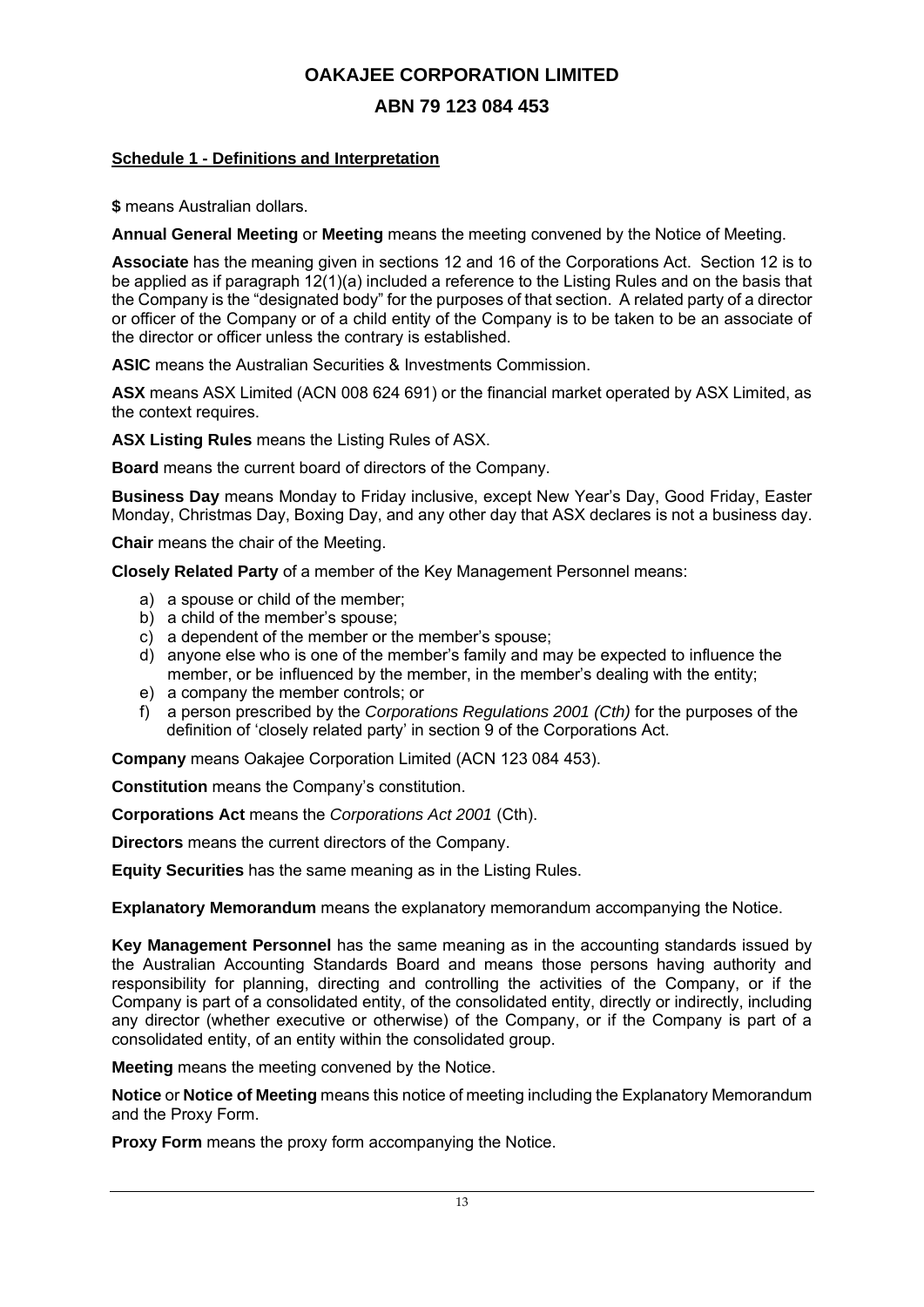# OAKAJEE CORPORATION LIMITED

## ABN 79 123 084 453

**Schedule 1 - Definitions and Interpretation**

**$** means Australian dollars.

**Annual General Meeting** or **Meeting** means the meeting convened by the Notice of Meeting.

**Associate** has the meaning given in sections 12 and 16 of the Corporations Act. Section 12 is to be applied as if paragraph 12(1)(a) included a reference to the Listing Rules and on the basis that the Company is the "designated body" for the purposes of that section. A related party of a director or officer of the Company or of a child entity of the Company is to be taken to be an associate of the director or officer unless the contrary is established.

**ASIC** means the Australian Securities & Investments Commission.

**ASX** means ASX Limited (ACN 008 624 691) or the financial market operated by ASX Limited, as the context requires.

**ASX Listing Rules** means the Listing Rules of ASX.

**Board** means the current board of directors of the Company.

**Business Day** means Monday to Friday inclusive, except New Year's Day, Good Friday, Easter Monday, Christmas Day, Boxing Day, and any other day that ASX declares is not a business day.

**Chair** means the chair of the Meeting.

**Closely Related Party** of a member of the Key Management Personnel means:

a) a spouse or child of the member;
b) a child of the member's spouse;
c) a dependent of the member or the member's spouse;
d) anyone else who is one of the member's family and may be expected to influence the member, or be influenced by the member, in the member's dealing with the entity;
e) a company the member controls; or
f) a person prescribed by the *Corporations Regulations 2001 (Cth)* for the purposes of the definition of 'closely related party' in section 9 of the Corporations Act.

**Company** means Oakajee Corporation Limited (ACN 123 084 453).

**Constitution** means the Company's constitution.

**Corporations Act** means the *Corporations Act 2001* (Cth).

**Directors** means the current directors of the Company.

**Equity Securities** has the same meaning as in the Listing Rules.

**Explanatory Memorandum** means the explanatory memorandum accompanying the Notice.

**Key Management Personnel** has the same meaning as in the accounting standards issued by the Australian Accounting Standards Board and means those persons having authority and responsibility for planning, directing and controlling the activities of the Company, or if the Company is part of a consolidated entity, of the consolidated entity, directly or indirectly, including any director (whether executive or otherwise) of the Company, or if the Company is part of a consolidated entity, of an entity within the consolidated group.

**Meeting** means the meeting convened by the Notice.

**Notice** or **Notice of Meeting** means this notice of meeting including the Explanatory Memorandum and the Proxy Form.

**Proxy Form** means the proxy form accompanying the Notice.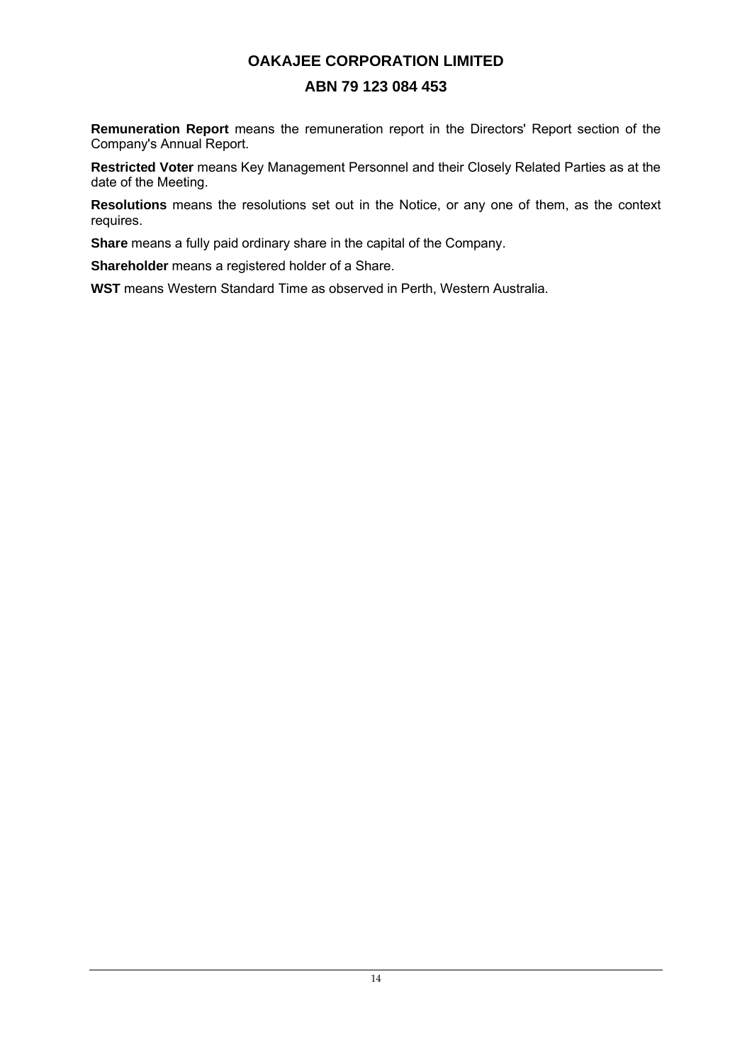**Remuneration Report** means the remuneration report in the Directors' Report section of the Company's Annual Report.

**Restricted Voter** means Key Management Personnel and their Closely Related Parties as at the date of the Meeting.

**Resolutions** means the resolutions set out in the Notice, or any one of them, as the context requires.

**Share** means a fully paid ordinary share in the capital of the Company.

**Shareholder** means a registered holder of a Share.

**WST** means Western Standard Time as observed in Perth, Western Australia.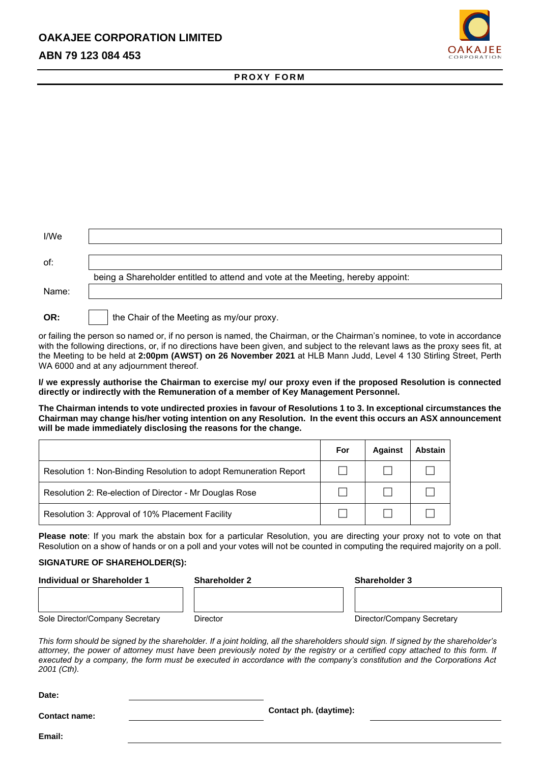# OAKAJEE CORPORATION LIMITED

## ABN 79 123 084 453

**PROXY FORM**

I/We \_\_\_\_\_\_\_\_\_\_\_\_\_\_\_\_\_\_\_\_\_\_\_\_\_\_\_\_\_\_\_\_\_\_\_\_\_\_\_\_

of: \_\_\_\_\_\_\_\_\_\_\_\_\_\_\_\_\_\_\_\_\_\_\_\_\_\_\_\_\_\_\_\_\_\_\_\_\_\_\_\_

being a Shareholder entitled to attend and vote at the Meeting, hereby appoint:

Name: \_\_\_\_\_\_\_\_\_\_\_\_\_\_\_\_\_\_\_\_\_\_\_\_\_\_\_\_\_\_\_\_\_\_\_\_\_\_\_\_

**OR:** ☐ the Chair of the Meeting as my/our proxy.

or failing the person so named or, if no person is named, the Chairman, or the Chairman's nominee, to vote in accordance with the following directions, or, if no directions have been given, and subject to the relevant laws as the proxy sees fit, at the Meeting to be held at **2:00pm (AWST) on 26 November 2021** at HLB Mann Judd, Level 4 130 Stirling Street, Perth WA 6000 and at any adjournment thereof.

**I/ we expressly authorise the Chairman to exercise my/ our proxy even if the proposed Resolution is connected directly or indirectly with the Remuneration of a member of Key Management Personnel.**

**The Chairman intends to vote undirected proxies in favour of Resolutions 1 to 3. In exceptional circumstances the Chairman may change his/her voting intention on any Resolution. In the event this occurs an ASX announcement will be made immediately disclosing the reasons for the change.**

| | For | Against | Abstain |
|---|---|---|---|
| Resolution 1: Non-Binding Resolution to adopt Remuneration Report | ☐ | ☐ | ☐ |
| Resolution 2: Re-election of Director - Mr Douglas Rose | ☐ | ☐ | ☐ |
| Resolution 3: Approval of 10% Placement Facility | ☐ | ☐ | ☐ |

**Please note**: If you mark the abstain box for a particular Resolution, you are directing your proxy not to vote on that Resolution on a show of hands or on a poll and your votes will not be counted in computing the required majority on a poll.

**SIGNATURE OF SHAREHOLDER(S):**

| **Individual or Shareholder 1** | **Shareholder 2** | **Shareholder 3** |
|---|---|---|
| | | |
| Sole Director/Company Secretary | Director | Director/Company Secretary |

*This form should be signed by the shareholder. If a joint holding, all the shareholders should sign. If signed by the shareholder's attorney, the power of attorney must have been previously noted by the registry or a certified copy attached to this form. If executed by a company, the form must be executed in accordance with the company's constitution and the Corporations Act 2001 (Cth).*

**Date:** \_\_\_\_\_\_\_\_\_\_\_\_\_\_\_\_\_\_\_\_

**Contact name:** \_\_\_\_\_\_\_\_\_\_\_\_\_\_\_\_\_\_\_\_ **Contact ph. (daytime):** \_\_\_\_\_\_\_\_\_\_\_\_\_\_\_\_\_\_\_\_

**Email:** \_\_\_\_\_\_\_\_\_\_\_\_\_\_\_\_\_\_\_\_\_\_\_\_\_\_\_\_\_\_\_\_\_\_\_\_\_\_\_\_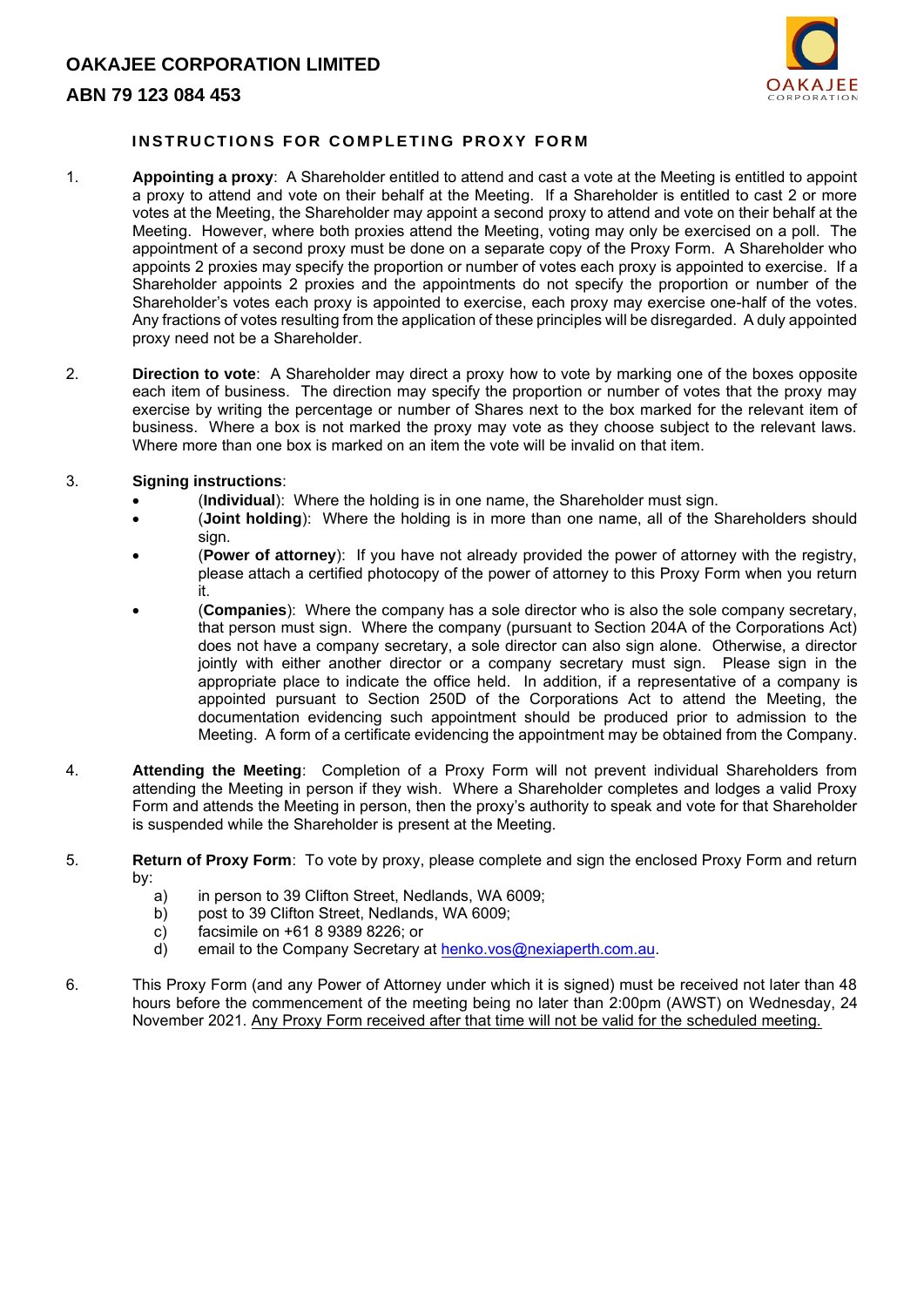# OAKAJEE CORPORATION LIMITED

## ABN 79 123 084 453

### INSTRUCTIONS FOR COMPLETING PROXY FORM

1. **Appointing a proxy**: A Shareholder entitled to attend and cast a vote at the Meeting is entitled to appoint a proxy to attend and vote on their behalf at the Meeting. If a Shareholder is entitled to cast 2 or more votes at the Meeting, the Shareholder may appoint a second proxy to attend and vote on their behalf at the Meeting. However, where both proxies attend the Meeting, voting may only be exercised on a poll. The appointment of a second proxy must be done on a separate copy of the Proxy Form. A Shareholder who appoints 2 proxies may specify the proportion or number of votes each proxy is appointed to exercise. If a Shareholder appoints 2 proxies and the appointments do not specify the proportion or number of the Shareholder's votes each proxy is appointed to exercise, each proxy may exercise one-half of the votes. Any fractions of votes resulting from the application of these principles will be disregarded. A duly appointed proxy need not be a Shareholder.

2. **Direction to vote**: A Shareholder may direct a proxy how to vote by marking one of the boxes opposite each item of business. The direction may specify the proportion or number of votes that the proxy may exercise by writing the percentage or number of Shares next to the box marked for the relevant item of business. Where a box is not marked the proxy may vote as they choose subject to the relevant laws. Where more than one box is marked on an item the vote will be invalid on that item.

3. **Signing instructions**:
   - (**Individual**): Where the holding is in one name, the Shareholder must sign.
   - (**Joint holding**): Where the holding is in more than one name, all of the Shareholders should sign.
   - (**Power of attorney**): If you have not already provided the power of attorney with the registry, please attach a certified photocopy of the power of attorney to this Proxy Form when you return it.
   - (**Companies**): Where the company has a sole director who is also the sole company secretary, that person must sign. Where the company (pursuant to Section 204A of the Corporations Act) does not have a company secretary, a sole director can also sign alone. Otherwise, a director jointly with either another director or a company secretary must sign. Please sign in the appropriate place to indicate the office held. In addition, if a representative of a company is appointed pursuant to Section 250D of the Corporations Act to attend the Meeting, the documentation evidencing such appointment should be produced prior to admission to the Meeting. A form of a certificate evidencing the appointment may be obtained from the Company.

4. **Attending the Meeting**: Completion of a Proxy Form will not prevent individual Shareholders from attending the Meeting in person if they wish. Where a Shareholder completes and lodges a valid Proxy Form and attends the Meeting in person, then the proxy's authority to speak and vote for that Shareholder is suspended while the Shareholder is present at the Meeting.

5. **Return of Proxy Form**: To vote by proxy, please complete and sign the enclosed Proxy Form and return by:
   a) in person to 39 Clifton Street, Nedlands, WA 6009;
   b) post to 39 Clifton Street, Nedlands, WA 6009;
   c) facsimile on +61 8 9389 8226; or
   d) email to the Company Secretary at henko.vos@nexiaperth.com.au.

6. This Proxy Form (and any Power of Attorney under which it is signed) must be received not later than 48 hours before the commencement of the meeting being no later than 2:00pm (AWST) on Wednesday, 24 November 2021. Any Proxy Form received after that time will not be valid for the scheduled meeting.